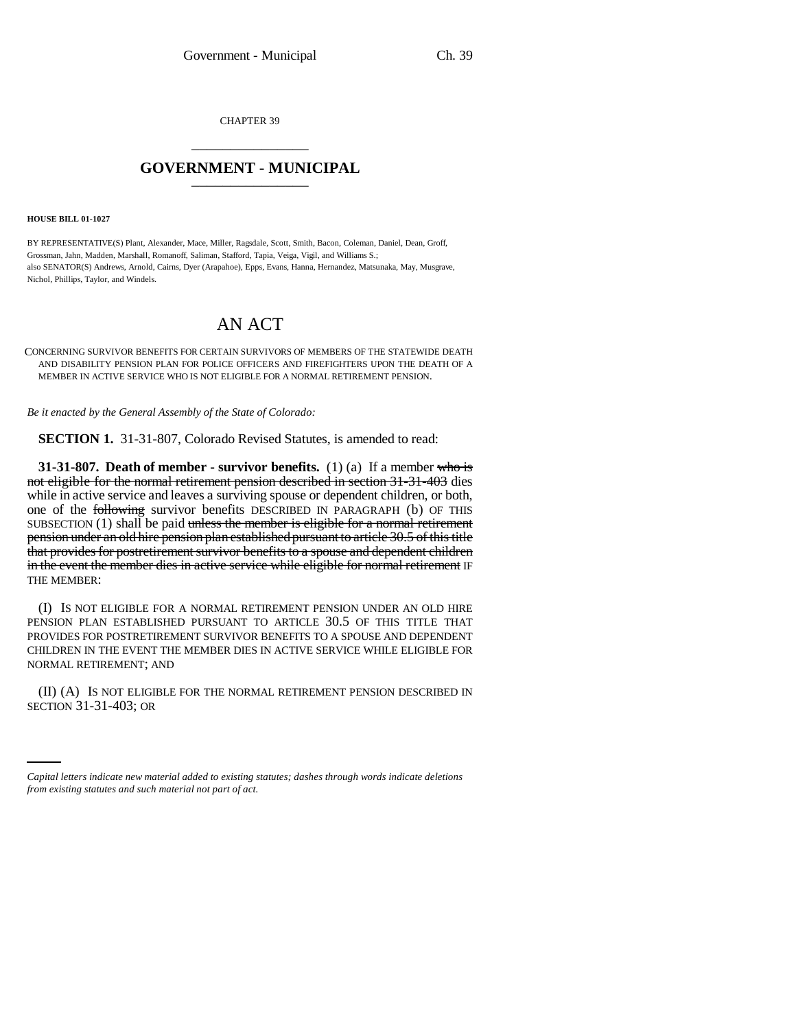CHAPTER 39

# GOVERNMENT - MUNICIPAL

**HOUSE BILL 01-1027**

BY REPRESENTATIVE(S) Plant, Alexander, Mace, Miller, Ragsdale, Scott, Smith, Bacon, Coleman, Daniel, Dean, Groff, Grossman, Jahn, Madden, Marshall, Romanoff, Saliman, Stafford, Tapia, Veiga, Vigil, and Williams S.;
also SENATOR(S) Andrews, Arnold, Cairns, Dyer (Arapahoe), Epps, Evans, Hanna, Hernandez, Matsunaka, May, Musgrave, Nichol, Phillips, Taylor, and Windels.

# AN ACT

CONCERNING SURVIVOR BENEFITS FOR CERTAIN SURVIVORS OF MEMBERS OF THE STATEWIDE DEATH AND DISABILITY PENSION PLAN FOR POLICE OFFICERS AND FIREFIGHTERS UPON THE DEATH OF A MEMBER IN ACTIVE SERVICE WHO IS NOT ELIGIBLE FOR A NORMAL RETIREMENT PENSION.

*Be it enacted by the General Assembly of the State of Colorado:*

**SECTION 1.** 31-31-807, Colorado Revised Statutes, is amended to read:

**31-31-807. Death of member - survivor benefits.** (1) (a) If a member ~~who is not eligible for the normal retirement pension described in section 31-31-403~~ dies while in active service and leaves a surviving spouse or dependent children, or both, one of the ~~following~~ survivor benefits DESCRIBED IN PARAGRAPH (b) OF THIS SUBSECTION (1) shall be paid ~~unless the member is eligible for a normal retirement pension under an old hire pension plan established pursuant to article 30.5 of this title that provides for postretirement survivor benefits to a spouse and dependent children in the event the member dies in active service while eligible for normal retirement~~ IF THE MEMBER:

(I) IS NOT ELIGIBLE FOR A NORMAL RETIREMENT PENSION UNDER AN OLD HIRE PENSION PLAN ESTABLISHED PURSUANT TO ARTICLE 30.5 OF THIS TITLE THAT PROVIDES FOR POSTRETIREMENT SURVIVOR BENEFITS TO A SPOUSE AND DEPENDENT CHILDREN IN THE EVENT THE MEMBER DIES IN ACTIVE SERVICE WHILE ELIGIBLE FOR NORMAL RETIREMENT; AND

(II) (A) IS NOT ELIGIBLE FOR THE NORMAL RETIREMENT PENSION DESCRIBED IN SECTION 31-31-403; OR

*Capital letters indicate new material added to existing statutes; dashes through words indicate deletions from existing statutes and such material not part of act.*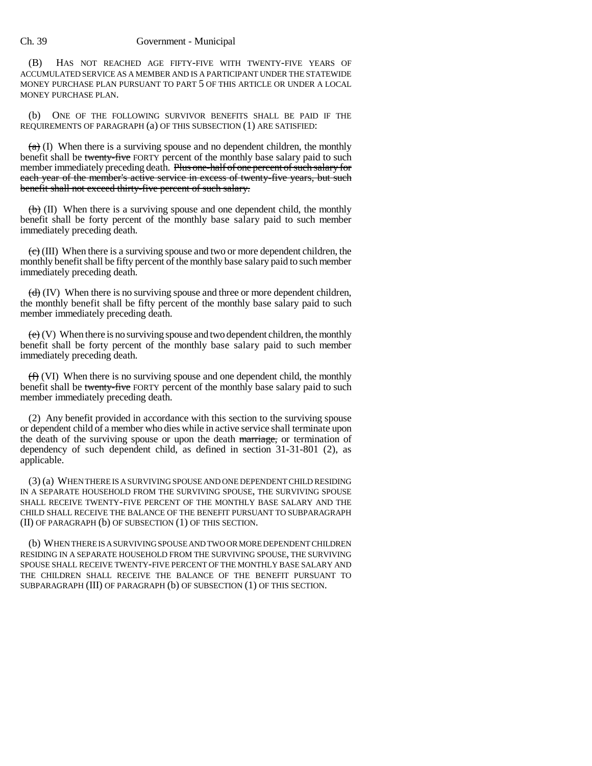(B) HAS NOT REACHED AGE FIFTY-FIVE WITH TWENTY-FIVE YEARS OF ACCUMULATED SERVICE AS A MEMBER AND IS A PARTICIPANT UNDER THE STATEWIDE MONEY PURCHASE PLAN PURSUANT TO PART 5 OF THIS ARTICLE OR UNDER A LOCAL MONEY PURCHASE PLAN.

(b) ONE OF THE FOLLOWING SURVIVOR BENEFITS SHALL BE PAID IF THE REQUIREMENTS OF PARAGRAPH (a) OF THIS SUBSECTION (1) ARE SATISFIED:

~~(a)~~ (I) When there is a surviving spouse and no dependent children, the monthly benefit shall be ~~twenty-five~~ FORTY percent of the monthly base salary paid to such member immediately preceding death. ~~Plus one-half of one percent of such salary for each year of the member's active service in excess of twenty-five years, but such benefit shall not exceed thirty-five percent of such salary.~~

~~(b)~~ (II) When there is a surviving spouse and one dependent child, the monthly benefit shall be forty percent of the monthly base salary paid to such member immediately preceding death.

~~(c)~~ (III) When there is a surviving spouse and two or more dependent children, the monthly benefit shall be fifty percent of the monthly base salary paid to such member immediately preceding death.

~~(d)~~ (IV) When there is no surviving spouse and three or more dependent children, the monthly benefit shall be fifty percent of the monthly base salary paid to such member immediately preceding death.

~~(e)~~ (V) When there is no surviving spouse and two dependent children, the monthly benefit shall be forty percent of the monthly base salary paid to such member immediately preceding death.

~~(f)~~ (VI) When there is no surviving spouse and one dependent child, the monthly benefit shall be ~~twenty-five~~ FORTY percent of the monthly base salary paid to such member immediately preceding death.

(2) Any benefit provided in accordance with this section to the surviving spouse or dependent child of a member who dies while in active service shall terminate upon the death of the surviving spouse or upon the death ~~marriage,~~ or termination of dependency of such dependent child, as defined in section 31-31-801 (2), as applicable.

(3) (a) WHEN THERE IS A SURVIVING SPOUSE AND ONE DEPENDENT CHILD RESIDING IN A SEPARATE HOUSEHOLD FROM THE SURVIVING SPOUSE, THE SURVIVING SPOUSE SHALL RECEIVE TWENTY-FIVE PERCENT OF THE MONTHLY BASE SALARY AND THE CHILD SHALL RECEIVE THE BALANCE OF THE BENEFIT PURSUANT TO SUBPARAGRAPH (II) OF PARAGRAPH (b) OF SUBSECTION (1) OF THIS SECTION.

(b) WHEN THERE IS A SURVIVING SPOUSE AND TWO OR MORE DEPENDENT CHILDREN RESIDING IN A SEPARATE HOUSEHOLD FROM THE SURVIVING SPOUSE, THE SURVIVING SPOUSE SHALL RECEIVE TWENTY-FIVE PERCENT OF THE MONTHLY BASE SALARY AND THE CHILDREN SHALL RECEIVE THE BALANCE OF THE BENEFIT PURSUANT TO SUBPARAGRAPH (III) OF PARAGRAPH (b) OF SUBSECTION (1) OF THIS SECTION.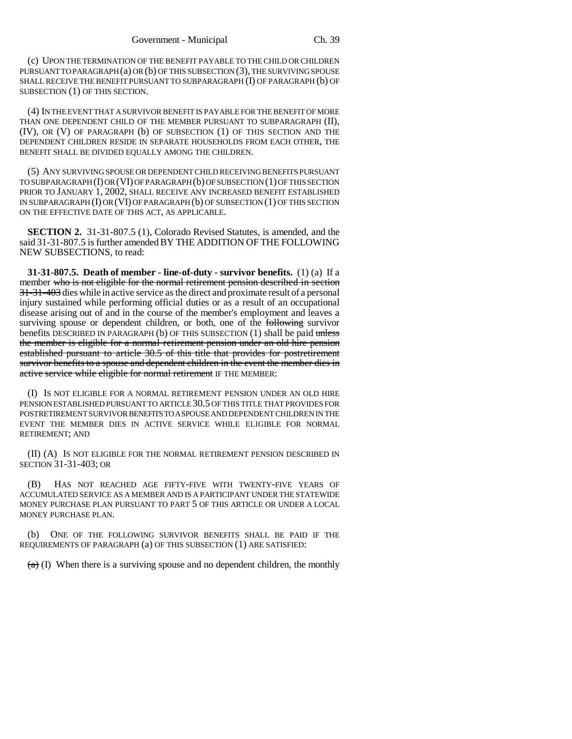(c) UPON THE TERMINATION OF THE BENEFIT PAYABLE TO THE CHILD OR CHILDREN PURSUANT TO PARAGRAPH (a) OR (b) OF THIS SUBSECTION (3), THE SURVIVING SPOUSE SHALL RECEIVE THE BENEFIT PURSUANT TO SUBPARAGRAPH (I) OF PARAGRAPH (b) OF SUBSECTION (1) OF THIS SECTION.

(4) IN THE EVENT THAT A SURVIVOR BENEFIT IS PAYABLE FOR THE BENEFIT OF MORE THAN ONE DEPENDENT CHILD OF THE MEMBER PURSUANT TO SUBPARAGRAPH (II), (IV), OR (V) OF PARAGRAPH (b) OF SUBSECTION (1) OF THIS SECTION AND THE DEPENDENT CHILDREN RESIDE IN SEPARATE HOUSEHOLDS FROM EACH OTHER, THE BENEFIT SHALL BE DIVIDED EQUALLY AMONG THE CHILDREN.

(5) ANY SURVIVING SPOUSE OR DEPENDENT CHILD RECEIVING BENEFITS PURSUANT TO SUBPARAGRAPH (I) OR (VI) OF PARAGRAPH (b) OF SUBSECTION (1) OF THIS SECTION PRIOR TO JANUARY 1, 2002, SHALL RECEIVE ANY INCREASED BENEFIT ESTABLISHED IN SUBPARAGRAPH (I) OR (VI) OF PARAGRAPH (b) OF SUBSECTION (1) OF THIS SECTION ON THE EFFECTIVE DATE OF THIS ACT, AS APPLICABLE.

**SECTION 2.** 31-31-807.5 (1), Colorado Revised Statutes, is amended, and the said 31-31-807.5 is further amended BY THE ADDITION OF THE FOLLOWING NEW SUBSECTIONS, to read:

**31-31-807.5. Death of member - line-of-duty - survivor benefits.** (1) (a) If a member ~~who is not eligible for the normal retirement pension described in section 31-31-403~~ dies while in active service as the direct and proximate result of a personal injury sustained while performing official duties or as a result of an occupational disease arising out of and in the course of the member's employment and leaves a surviving spouse or dependent children, or both, one of the ~~following~~ survivor benefits DESCRIBED IN PARAGRAPH (b) OF THIS SUBSECTION (1) shall be paid ~~unless the member is eligible for a normal retirement pension under an old hire pension established pursuant to article 30.5 of this title that provides for postretirement survivor benefits to a spouse and dependent children in the event the member dies in active service while eligible for normal retirement~~ IF THE MEMBER:

(I) IS NOT ELIGIBLE FOR A NORMAL RETIREMENT PENSION UNDER AN OLD HIRE PENSION ESTABLISHED PURSUANT TO ARTICLE 30.5 OF THIS TITLE THAT PROVIDES FOR POSTRETIREMENT SURVIVOR BENEFITS TO A SPOUSE AND DEPENDENT CHILDREN IN THE EVENT THE MEMBER DIES IN ACTIVE SERVICE WHILE ELIGIBLE FOR NORMAL RETIREMENT; AND

(II) (A) IS NOT ELIGIBLE FOR THE NORMAL RETIREMENT PENSION DESCRIBED IN SECTION 31-31-403; OR

(B) HAS NOT REACHED AGE FIFTY-FIVE WITH TWENTY-FIVE YEARS OF ACCUMULATED SERVICE AS A MEMBER AND IS A PARTICIPANT UNDER THE STATEWIDE MONEY PURCHASE PLAN PURSUANT TO PART 5 OF THIS ARTICLE OR UNDER A LOCAL MONEY PURCHASE PLAN.

(b) ONE OF THE FOLLOWING SURVIVOR BENEFITS SHALL BE PAID IF THE REQUIREMENTS OF PARAGRAPH (a) OF THIS SUBSECTION (1) ARE SATISFIED:

~~(a)~~ (I) When there is a surviving spouse and no dependent children, the monthly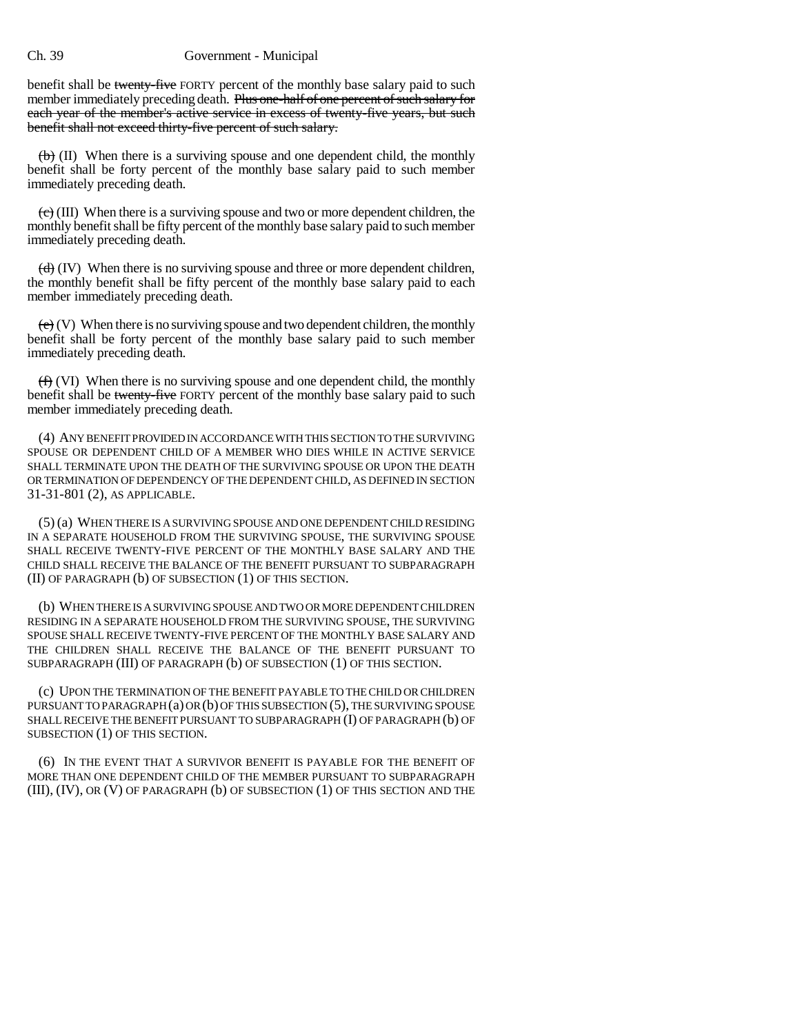benefit shall be ~~twenty-five~~ FORTY percent of the monthly base salary paid to such member immediately preceding death. ~~Plus one-half of one percent of such salary for each year of the member's active service in excess of twenty-five years, but such benefit shall not exceed thirty-five percent of such salary.~~

~~(b)~~ (II) When there is a surviving spouse and one dependent child, the monthly benefit shall be forty percent of the monthly base salary paid to such member immediately preceding death.

~~(c)~~ (III) When there is a surviving spouse and two or more dependent children, the monthly benefit shall be fifty percent of the monthly base salary paid to such member immediately preceding death.

~~(d)~~ (IV) When there is no surviving spouse and three or more dependent children, the monthly benefit shall be fifty percent of the monthly base salary paid to each member immediately preceding death.

~~(e)~~ (V) When there is no surviving spouse and two dependent children, the monthly benefit shall be forty percent of the monthly base salary paid to such member immediately preceding death.

~~(f)~~ (VI) When there is no surviving spouse and one dependent child, the monthly benefit shall be ~~twenty-five~~ FORTY percent of the monthly base salary paid to such member immediately preceding death.

(4) ANY BENEFIT PROVIDED IN ACCORDANCE WITH THIS SECTION TO THE SURVIVING SPOUSE OR DEPENDENT CHILD OF A MEMBER WHO DIES WHILE IN ACTIVE SERVICE SHALL TERMINATE UPON THE DEATH OF THE SURVIVING SPOUSE OR UPON THE DEATH OR TERMINATION OF DEPENDENCY OF THE DEPENDENT CHILD, AS DEFINED IN SECTION 31-31-801 (2), AS APPLICABLE.

(5) (a) WHEN THERE IS A SURVIVING SPOUSE AND ONE DEPENDENT CHILD RESIDING IN A SEPARATE HOUSEHOLD FROM THE SURVIVING SPOUSE, THE SURVIVING SPOUSE SHALL RECEIVE TWENTY-FIVE PERCENT OF THE MONTHLY BASE SALARY AND THE CHILD SHALL RECEIVE THE BALANCE OF THE BENEFIT PURSUANT TO SUBPARAGRAPH (II) OF PARAGRAPH (b) OF SUBSECTION (1) OF THIS SECTION.

(b) WHEN THERE IS A SURVIVING SPOUSE AND TWO OR MORE DEPENDENT CHILDREN RESIDING IN A SEPARATE HOUSEHOLD FROM THE SURVIVING SPOUSE, THE SURVIVING SPOUSE SHALL RECEIVE TWENTY-FIVE PERCENT OF THE MONTHLY BASE SALARY AND THE CHILDREN SHALL RECEIVE THE BALANCE OF THE BENEFIT PURSUANT TO SUBPARAGRAPH (III) OF PARAGRAPH (b) OF SUBSECTION (1) OF THIS SECTION.

(c) UPON THE TERMINATION OF THE BENEFIT PAYABLE TO THE CHILD OR CHILDREN PURSUANT TO PARAGRAPH (a) OR (b) OF THIS SUBSECTION (5), THE SURVIVING SPOUSE SHALL RECEIVE THE BENEFIT PURSUANT TO SUBPARAGRAPH (I) OF PARAGRAPH (b) OF SUBSECTION (1) OF THIS SECTION.

(6) IN THE EVENT THAT A SURVIVOR BENEFIT IS PAYABLE FOR THE BENEFIT OF MORE THAN ONE DEPENDENT CHILD OF THE MEMBER PURSUANT TO SUBPARAGRAPH (III), (IV), OR (V) OF PARAGRAPH (b) OF SUBSECTION (1) OF THIS SECTION AND THE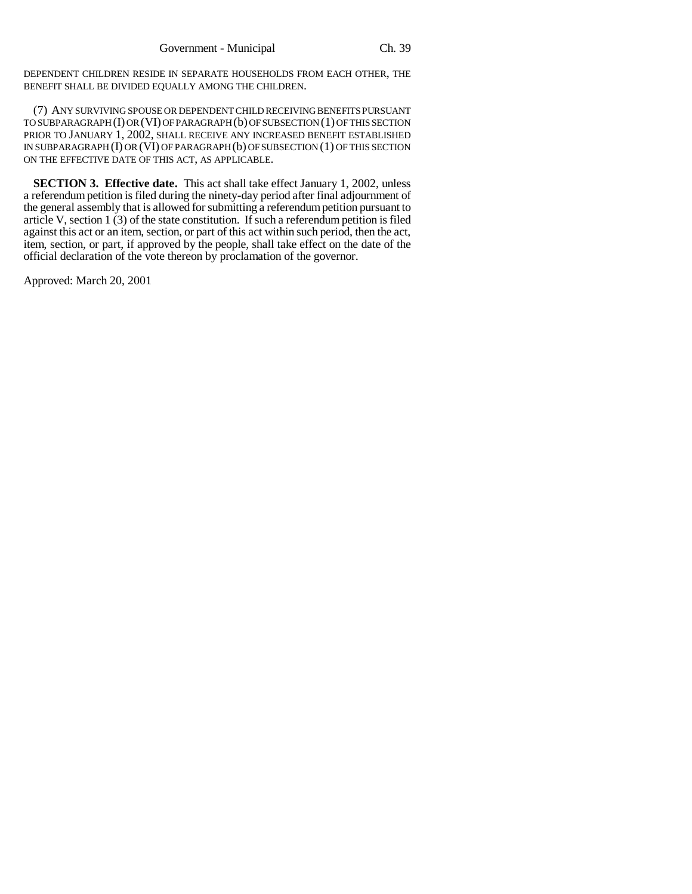DEPENDENT CHILDREN RESIDE IN SEPARATE HOUSEHOLDS FROM EACH OTHER, THE BENEFIT SHALL BE DIVIDED EQUALLY AMONG THE CHILDREN.

(7) ANY SURVIVING SPOUSE OR DEPENDENT CHILD RECEIVING BENEFITS PURSUANT TO SUBPARAGRAPH (I) OR (VI) OF PARAGRAPH (b) OF SUBSECTION (1) OF THIS SECTION PRIOR TO JANUARY 1, 2002, SHALL RECEIVE ANY INCREASED BENEFIT ESTABLISHED IN SUBPARAGRAPH (I) OR (VI) OF PARAGRAPH (b) OF SUBSECTION (1) OF THIS SECTION ON THE EFFECTIVE DATE OF THIS ACT, AS APPLICABLE.

**SECTION 3. Effective date.** This act shall take effect January 1, 2002, unless a referendum petition is filed during the ninety-day period after final adjournment of the general assembly that is allowed for submitting a referendum petition pursuant to article V, section 1 (3) of the state constitution. If such a referendum petition is filed against this act or an item, section, or part of this act within such period, then the act, item, section, or part, if approved by the people, shall take effect on the date of the official declaration of the vote thereon by proclamation of the governor.

Approved: March 20, 2001